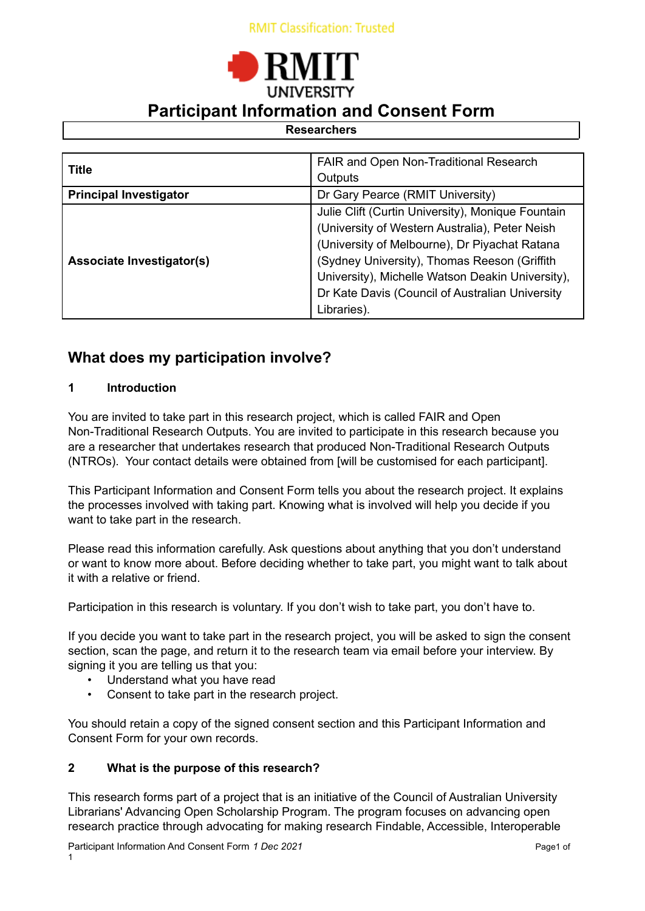RMIT Classification: Trusted

# Participant Information and Consent Form

**Researchers**

| **Title** | FAIR and Open Non-Traditional Research Outputs |
|---|---|
| **Principal Investigator** | Dr Gary Pearce (RMIT University) |
| **Associate Investigator(s)** | Julie Clift (Curtin University), Monique Fountain (University of Western Australia), Peter Neish (University of Melbourne), Dr Piyachat Ratana (Sydney University), Thomas Reeson (Griffith University), Michelle Watson Deakin University), Dr Kate Davis (Council of Australian University Libraries). |

## What does my participation involve?

### 1 Introduction

You are invited to take part in this research project, which is called FAIR and Open Non-Traditional Research Outputs. You are invited to participate in this research because you are a researcher that undertakes research that produced Non-Traditional Research Outputs (NTROs). Your contact details were obtained from [will be customised for each participant].

This Participant Information and Consent Form tells you about the research project. It explains the processes involved with taking part. Knowing what is involved will help you decide if you want to take part in the research.

Please read this information carefully. Ask questions about anything that you don't understand or want to know more about. Before deciding whether to take part, you might want to talk about it with a relative or friend.

Participation in this research is voluntary. If you don't wish to take part, you don't have to.

If you decide you want to take part in the research project, you will be asked to sign the consent section, scan the page, and return it to the research team via email before your interview. By signing it you are telling us that you:

- Understand what you have read
- Consent to take part in the research project.

You should retain a copy of the signed consent section and this Participant Information and Consent Form for your own records.

### 2 What is the purpose of this research?

This research forms part of a project that is an initiative of the Council of Australian University Librarians' Advancing Open Scholarship Program. The program focuses on advancing open research practice through advocating for making research Findable, Accessible, Interoperable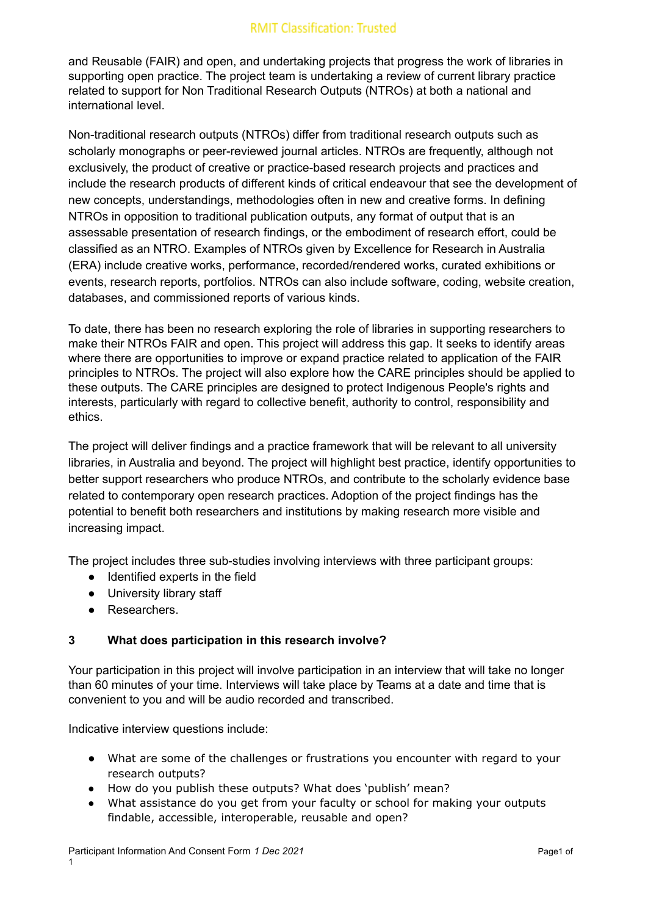and Reusable (FAIR) and open, and undertaking projects that progress the work of libraries in supporting open practice. The project team is undertaking a review of current library practice related to support for Non Traditional Research Outputs (NTROs) at both a national and international level.

Non-traditional research outputs (NTROs) differ from traditional research outputs such as scholarly monographs or peer-reviewed journal articles. NTROs are frequently, although not exclusively, the product of creative or practice-based research projects and practices and include the research products of different kinds of critical endeavour that see the development of new concepts, understandings, methodologies often in new and creative forms. In defining NTROs in opposition to traditional publication outputs, any format of output that is an assessable presentation of research findings, or the embodiment of research effort, could be classified as an NTRO. Examples of NTROs given by Excellence for Research in Australia (ERA) include creative works, performance, recorded/rendered works, curated exhibitions or events, research reports, portfolios. NTROs can also include software, coding, website creation, databases, and commissioned reports of various kinds.

To date, there has been no research exploring the role of libraries in supporting researchers to make their NTROs FAIR and open. This project will address this gap. It seeks to identify areas where there are opportunities to improve or expand practice related to application of the FAIR principles to NTROs. The project will also explore how the CARE principles should be applied to these outputs. The CARE principles are designed to protect Indigenous People's rights and interests, particularly with regard to collective benefit, authority to control, responsibility and ethics.

The project will deliver findings and a practice framework that will be relevant to all university libraries, in Australia and beyond. The project will highlight best practice, identify opportunities to better support researchers who produce NTROs, and contribute to the scholarly evidence base related to contemporary open research practices. Adoption of the project findings has the potential to benefit both researchers and institutions by making research more visible and increasing impact.

The project includes three sub-studies involving interviews with three participant groups:

- Identified experts in the field
- University library staff
- Researchers.

## 3 What does participation in this research involve?

Your participation in this project will involve participation in an interview that will take no longer than 60 minutes of your time. Interviews will take place by Teams at a date and time that is convenient to you and will be audio recorded and transcribed.

Indicative interview questions include:

- What are some of the challenges or frustrations you encounter with regard to your research outputs?
- How do you publish these outputs? What does 'publish' mean?
- What assistance do you get from your faculty or school for making your outputs findable, accessible, interoperable, reusable and open?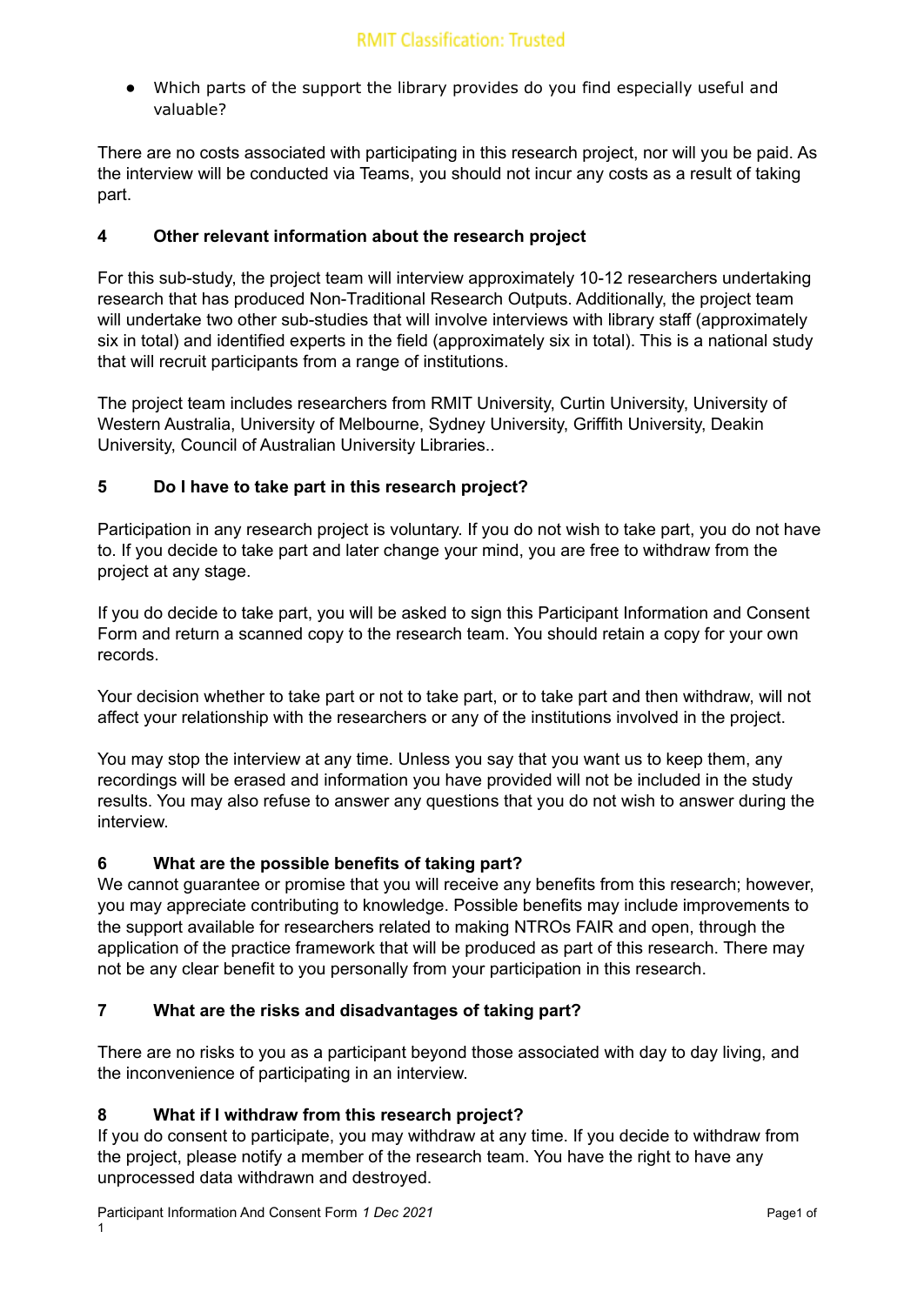- Which parts of the support the library provides do you find especially useful and valuable?

There are no costs associated with participating in this research project, nor will you be paid. As the interview will be conducted via Teams, you should not incur any costs as a result of taking part.

## 4 Other relevant information about the research project

For this sub-study, the project team will interview approximately 10-12 researchers undertaking research that has produced Non-Traditional Research Outputs. Additionally, the project team will undertake two other sub-studies that will involve interviews with library staff (approximately six in total) and identified experts in the field (approximately six in total). This is a national study that will recruit participants from a range of institutions.

The project team includes researchers from RMIT University, Curtin University, University of Western Australia, University of Melbourne, Sydney University, Griffith University, Deakin University, Council of Australian University Libraries..

## 5 Do I have to take part in this research project?

Participation in any research project is voluntary. If you do not wish to take part, you do not have to. If you decide to take part and later change your mind, you are free to withdraw from the project at any stage.

If you do decide to take part, you will be asked to sign this Participant Information and Consent Form and return a scanned copy to the research team. You should retain a copy for your own records.

Your decision whether to take part or not to take part, or to take part and then withdraw, will not affect your relationship with the researchers or any of the institutions involved in the project.

You may stop the interview at any time. Unless you say that you want us to keep them, any recordings will be erased and information you have provided will not be included in the study results. You may also refuse to answer any questions that you do not wish to answer during the interview.

## 6 What are the possible benefits of taking part?

We cannot guarantee or promise that you will receive any benefits from this research; however, you may appreciate contributing to knowledge. Possible benefits may include improvements to the support available for researchers related to making NTROs FAIR and open, through the application of the practice framework that will be produced as part of this research. There may not be any clear benefit to you personally from your participation in this research.

## 7 What are the risks and disadvantages of taking part?

There are no risks to you as a participant beyond those associated with day to day living, and the inconvenience of participating in an interview.

## 8 What if I withdraw from this research project?

If you do consent to participate, you may withdraw at any time. If you decide to withdraw from the project, please notify a member of the research team. You have the right to have any unprocessed data withdrawn and destroyed.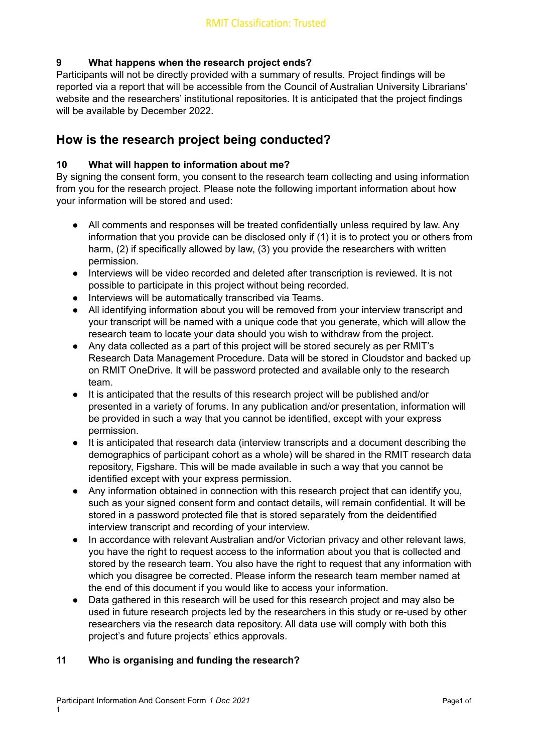### 9 What happens when the research project ends?

Participants will not be directly provided with a summary of results. Project findings will be reported via a report that will be accessible from the Council of Australian University Librarians' website and the researchers' institutional repositories. It is anticipated that the project findings will be available by December 2022.

## How is the research project being conducted?

### 10 What will happen to information about me?

By signing the consent form, you consent to the research team collecting and using information from you for the research project. Please note the following important information about how your information will be stored and used:

- All comments and responses will be treated confidentially unless required by law. Any information that you provide can be disclosed only if (1) it is to protect you or others from harm, (2) if specifically allowed by law, (3) you provide the researchers with written permission.
- Interviews will be video recorded and deleted after transcription is reviewed. It is not possible to participate in this project without being recorded.
- Interviews will be automatically transcribed via Teams.
- All identifying information about you will be removed from your interview transcript and your transcript will be named with a unique code that you generate, which will allow the research team to locate your data should you wish to withdraw from the project.
- Any data collected as a part of this project will be stored securely as per RMIT's Research Data Management Procedure. Data will be stored in Cloudstor and backed up on RMIT OneDrive. It will be password protected and available only to the research team.
- It is anticipated that the results of this research project will be published and/or presented in a variety of forums. In any publication and/or presentation, information will be provided in such a way that you cannot be identified, except with your express permission.
- It is anticipated that research data (interview transcripts and a document describing the demographics of participant cohort as a whole) will be shared in the RMIT research data repository, Figshare. This will be made available in such a way that you cannot be identified except with your express permission.
- Any information obtained in connection with this research project that can identify you, such as your signed consent form and contact details, will remain confidential. It will be stored in a password protected file that is stored separately from the deidentified interview transcript and recording of your interview.
- In accordance with relevant Australian and/or Victorian privacy and other relevant laws, you have the right to request access to the information about you that is collected and stored by the research team. You also have the right to request that any information with which you disagree be corrected. Please inform the research team member named at the end of this document if you would like to access your information.
- Data gathered in this research will be used for this research project and may also be used in future research projects led by the researchers in this study or re-used by other researchers via the research data repository. All data use will comply with both this project's and future projects' ethics approvals.

### 11 Who is organising and funding the research?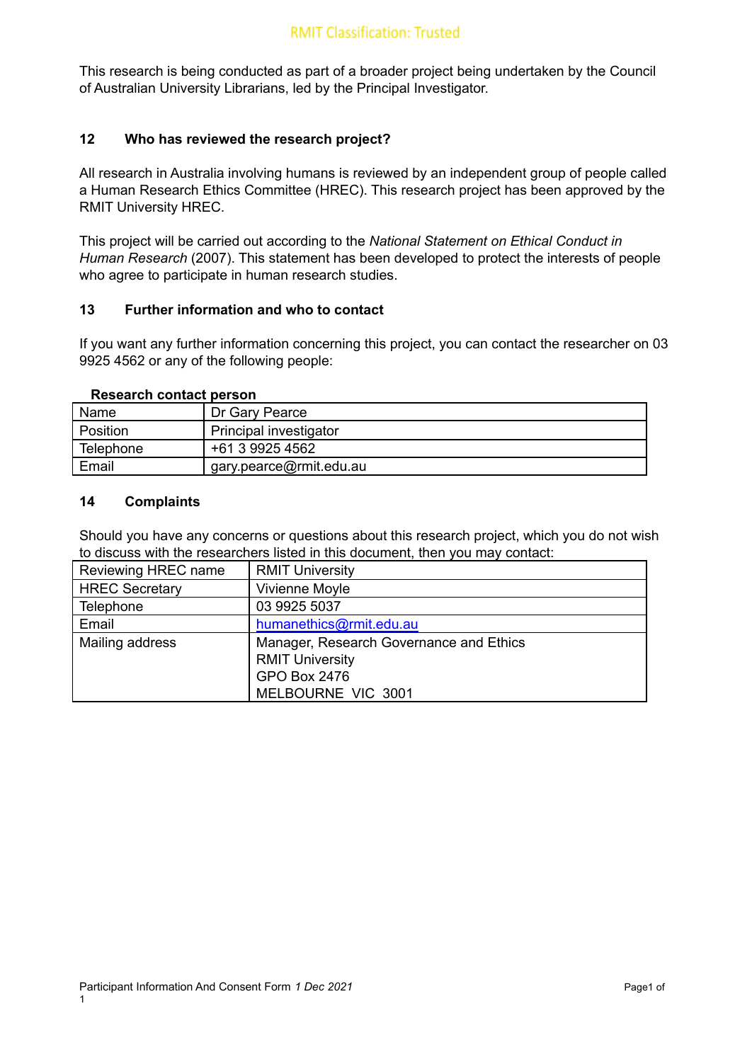This research is being conducted as part of a broader project being undertaken by the Council of Australian University Librarians, led by the Principal Investigator.

## 12 Who has reviewed the research project?

All research in Australia involving humans is reviewed by an independent group of people called a Human Research Ethics Committee (HREC). This research project has been approved by the RMIT University HREC.

This project will be carried out according to the *National Statement on Ethical Conduct in Human Research* (2007). This statement has been developed to protect the interests of people who agree to participate in human research studies.

## 13 Further information and who to contact

If you want any further information concerning this project, you can contact the researcher on 03 9925 4562 or any of the following people:

**Research contact person**

| Name | Dr Gary Pearce |
|---|---|
| Position | Principal investigator |
| Telephone | +61 3 9925 4562 |
| Email | gary.pearce@rmit.edu.au |

## 14 Complaints

Should you have any concerns or questions about this research project, which you do not wish to discuss with the researchers listed in this document, then you may contact:

| Reviewing HREC name | RMIT University |
|---|---|
| HREC Secretary | Vivienne Moyle |
| Telephone | 03 9925 5037 |
| Email | humanethics@rmit.edu.au |
| Mailing address | Manager, Research Governance and Ethics<br>RMIT University<br>GPO Box 2476<br>MELBOURNE VIC 3001 |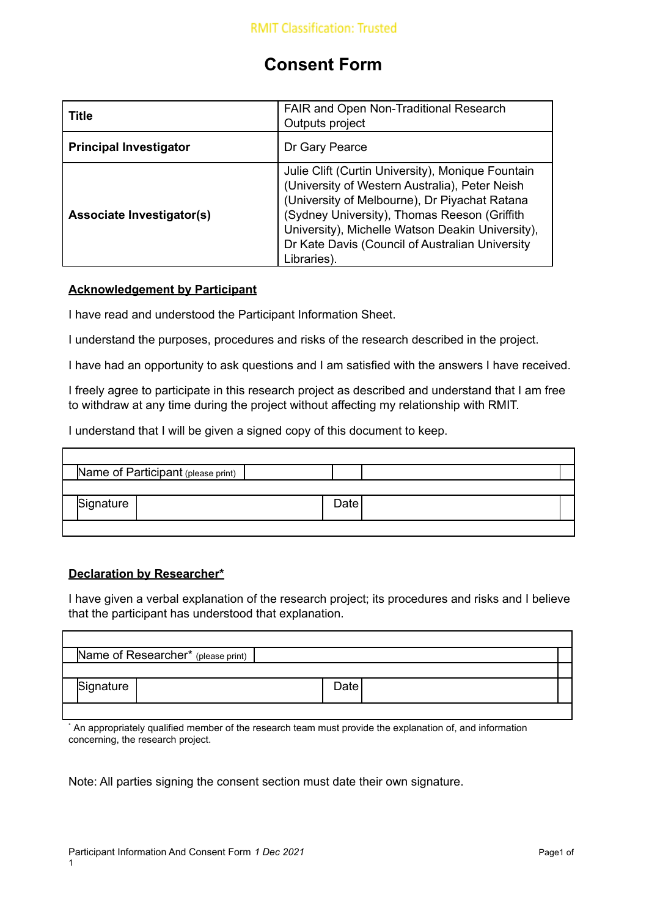# Consent Form

| | |
|---|---|
| **Title** | FAIR and Open Non-Traditional Research Outputs project |
| **Principal Investigator** | Dr Gary Pearce |
| **Associate Investigator(s)** | Julie Clift (Curtin University), Monique Fountain (University of Western Australia), Peter Neish (University of Melbourne), Dr Piyachat Ratana (Sydney University), Thomas Reeson (Griffith University), Michelle Watson Deakin University), Dr Kate Davis (Council of Australian University Libraries). |

**Acknowledgement by Participant**

I have read and understood the Participant Information Sheet.

I understand the purposes, procedures and risks of the research described in the project.

I have had an opportunity to ask questions and I am satisfied with the answers I have received.

I freely agree to participate in this research project as described and understand that I am free to withdraw at any time during the project without affecting my relationship with RMIT.

I understand that I will be given a signed copy of this document to keep.

| | | | |
|---|---|---|---|
| Name of Participant (please print) | | | |
| Signature | | Date | |

**Declaration by Researcher***

I have given a verbal explanation of the research project; its procedures and risks and I believe that the participant has understood that explanation.

| | | | |
|---|---|---|---|
| Name of Researcher* (please print) | | | |
| Signature | | Date | |

* An appropriately qualified member of the research team must provide the explanation of, and information concerning, the research project.

Note: All parties signing the consent section must date their own signature.